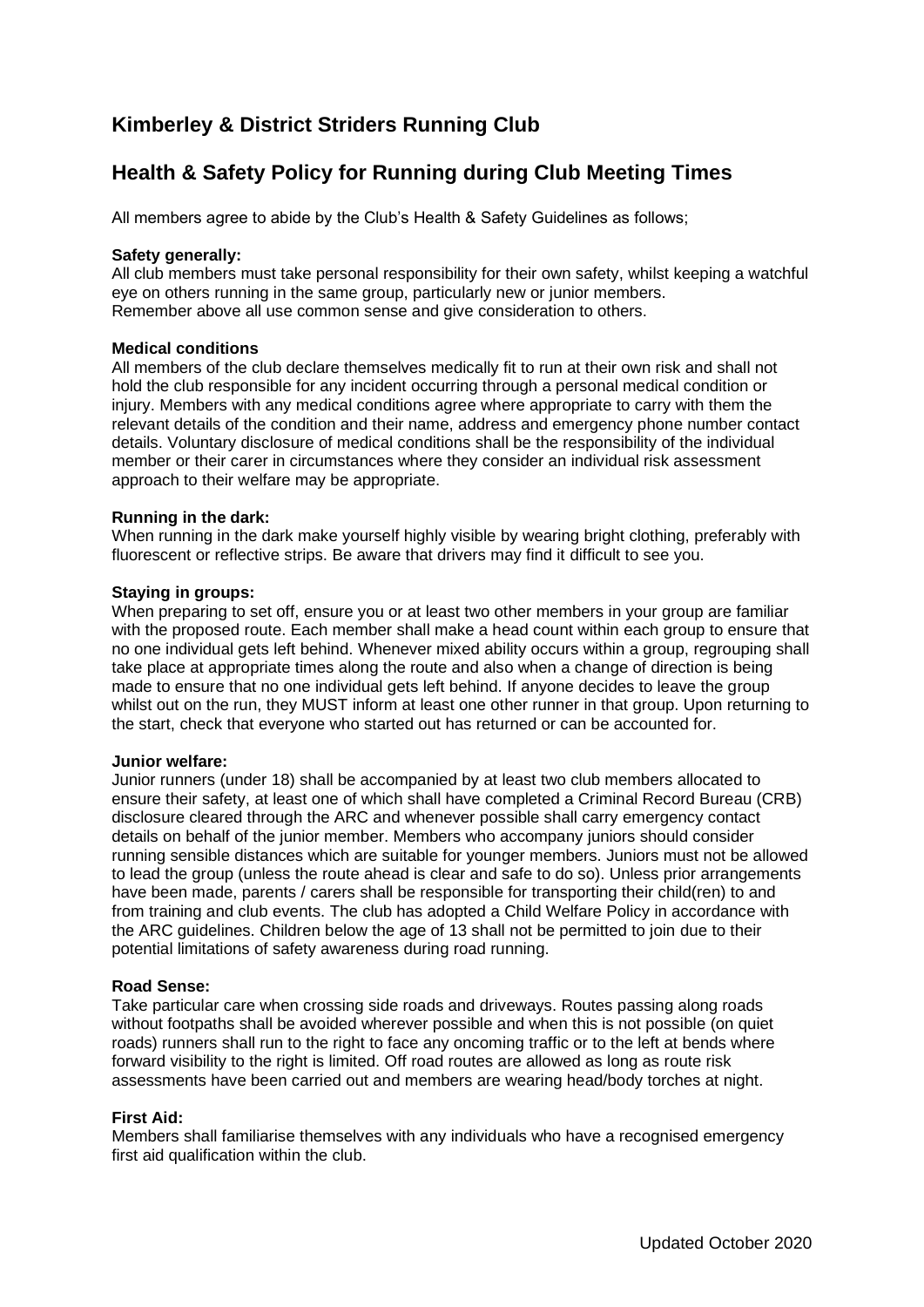# Kimberley & District Striders Running Club

## Health & Safety Policy for Running during Club Meeting Times

All members agree to abide by the Club's Health & Safety Guidelines as follows;

**Safety generally:**
All club members must take personal responsibility for their own safety, whilst keeping a watchful eye on others running in the same group, particularly new or junior members.
Remember above all use common sense and give consideration to others.

**Medical conditions**
All members of the club declare themselves medically fit to run at their own risk and shall not hold the club responsible for any incident occurring through a personal medical condition or injury. Members with any medical conditions agree where appropriate to carry with them the relevant details of the condition and their name, address and emergency phone number contact details. Voluntary disclosure of medical conditions shall be the responsibility of the individual member or their carer in circumstances where they consider an individual risk assessment approach to their welfare may be appropriate.

**Running in the dark:**
When running in the dark make yourself highly visible by wearing bright clothing, preferably with fluorescent or reflective strips. Be aware that drivers may find it difficult to see you.

**Staying in groups:**
When preparing to set off, ensure you or at least two other members in your group are familiar with the proposed route. Each member shall make a head count within each group to ensure that no one individual gets left behind. Whenever mixed ability occurs within a group, regrouping shall take place at appropriate times along the route and also when a change of direction is being made to ensure that no one individual gets left behind. If anyone decides to leave the group whilst out on the run, they MUST inform at least one other runner in that group. Upon returning to the start, check that everyone who started out has returned or can be accounted for.

**Junior welfare:**
Junior runners (under 18) shall be accompanied by at least two club members allocated to ensure their safety, at least one of which shall have completed a Criminal Record Bureau (CRB) disclosure cleared through the ARC and whenever possible shall carry emergency contact details on behalf of the junior member. Members who accompany juniors should consider running sensible distances which are suitable for younger members. Juniors must not be allowed to lead the group (unless the route ahead is clear and safe to do so). Unless prior arrangements have been made, parents / carers shall be responsible for transporting their child(ren) to and from training and club events. The club has adopted a Child Welfare Policy in accordance with the ARC guidelines. Children below the age of 13 shall not be permitted to join due to their potential limitations of safety awareness during road running.

**Road Sense:**
Take particular care when crossing side roads and driveways. Routes passing along roads without footpaths shall be avoided wherever possible and when this is not possible (on quiet roads) runners shall run to the right to face any oncoming traffic or to the left at bends where forward visibility to the right is limited. Off road routes are allowed as long as route risk assessments have been carried out and members are wearing head/body torches at night.

**First Aid:**
Members shall familiarise themselves with any individuals who have a recognised emergency first aid qualification within the club.

Updated October 2020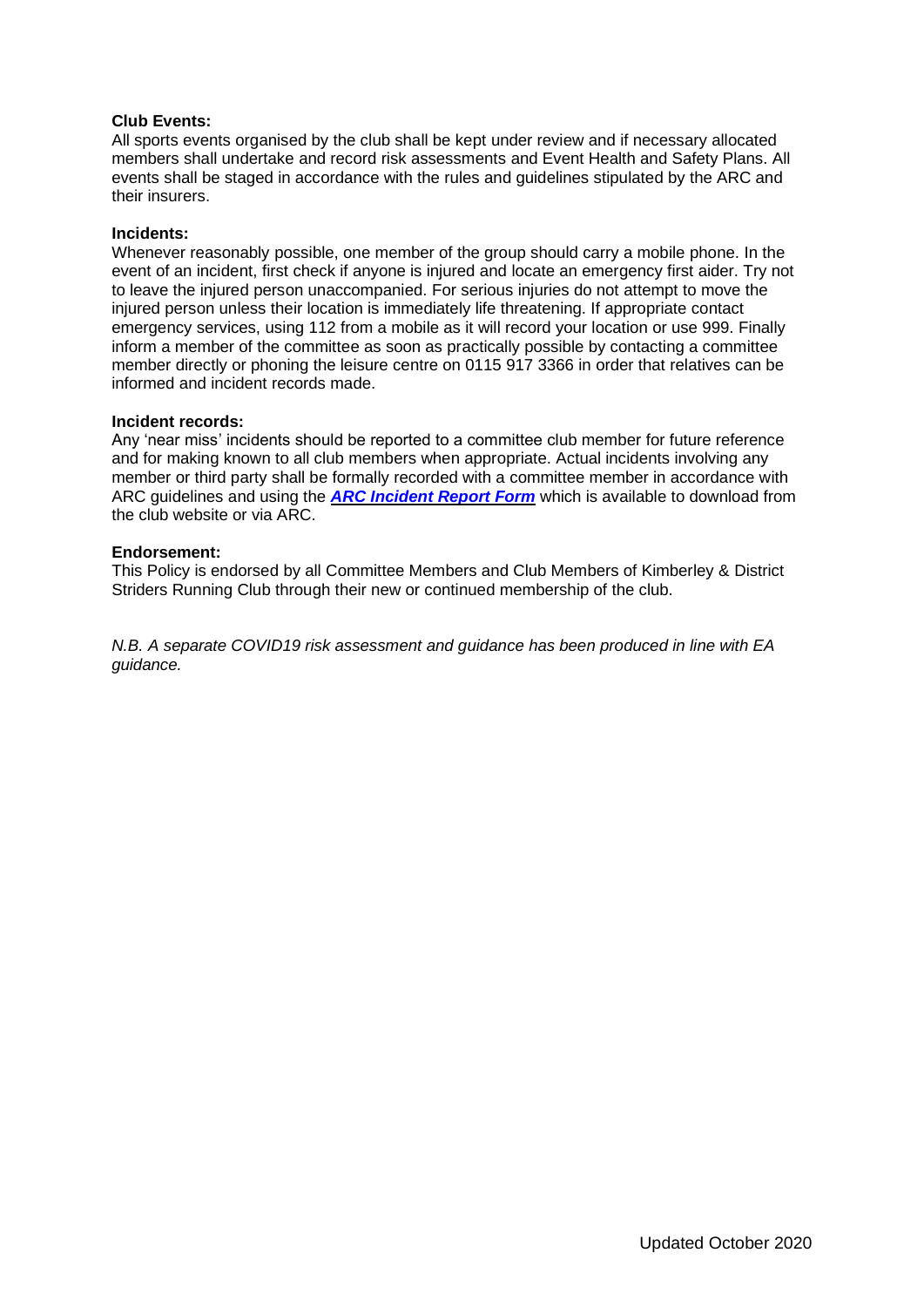**Club Events:**
All sports events organised by the club shall be kept under review and if necessary allocated members shall undertake and record risk assessments and Event Health and Safety Plans. All events shall be staged in accordance with the rules and guidelines stipulated by the ARC and their insurers.

**Incidents:**
Whenever reasonably possible, one member of the group should carry a mobile phone. In the event of an incident, first check if anyone is injured and locate an emergency first aider. Try not to leave the injured person unaccompanied. For serious injuries do not attempt to move the injured person unless their location is immediately life threatening. If appropriate contact emergency services, using 112 from a mobile as it will record your location or use 999. Finally inform a member of the committee as soon as practically possible by contacting a committee member directly or phoning the leisure centre on 0115 917 3366 in order that relatives can be informed and incident records made.

**Incident records:**
Any 'near miss' incidents should be reported to a committee club member for future reference and for making known to all club members when appropriate. Actual incidents involving any member or third party shall be formally recorded with a committee member in accordance with ARC guidelines and using the ***ARC Incident Report Form*** which is available to download from the club website or via ARC.

**Endorsement:**
This Policy is endorsed by all Committee Members and Club Members of Kimberley & District Striders Running Club through their new or continued membership of the club.

*N.B. A separate COVID19 risk assessment and guidance has been produced in line with EA guidance.*

Updated October 2020